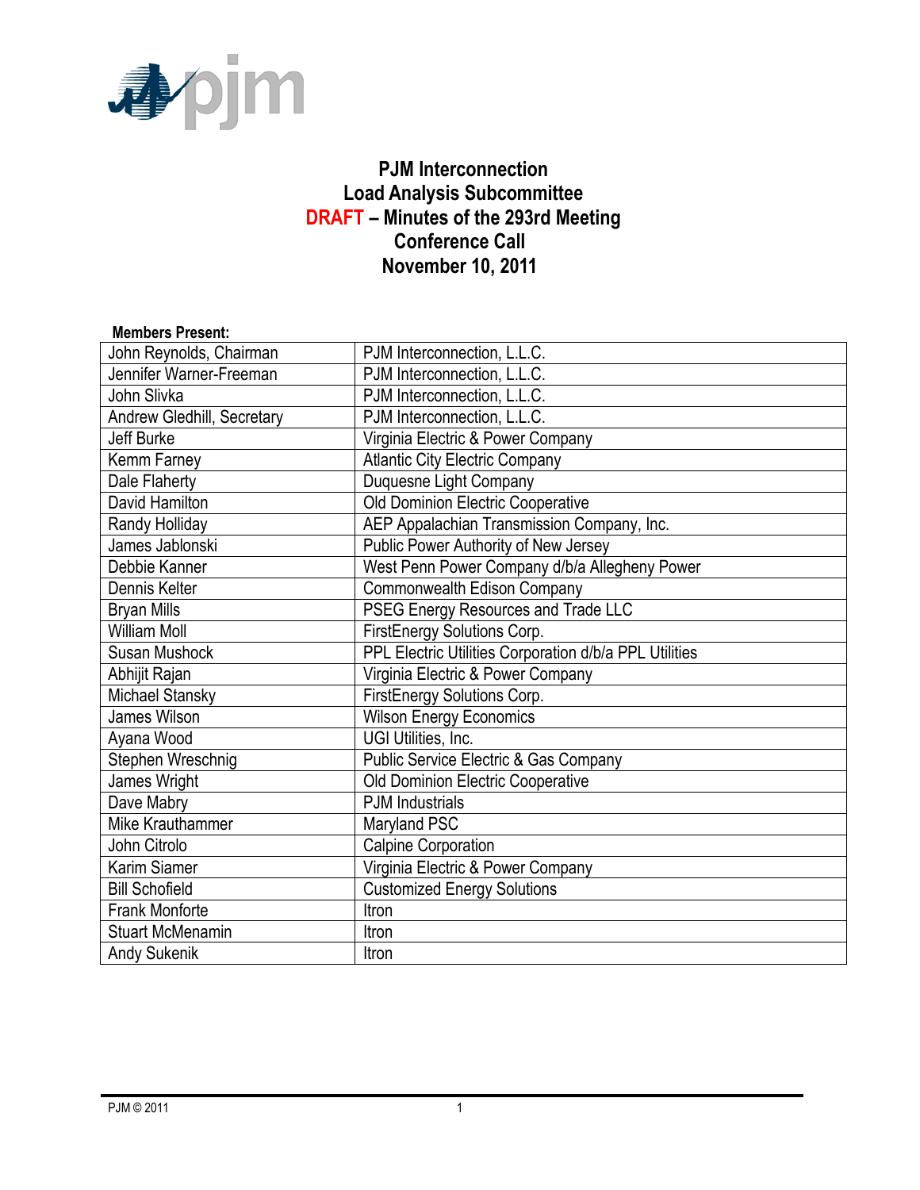# PJM Interconnection
# Load Analysis Subcommittee
# DRAFT – Minutes of the 293rd Meeting
# Conference Call
# November 10, 2011

**Members Present:**

| | |
|---|---|
| John Reynolds, Chairman | PJM Interconnection, L.L.C. |
| Jennifer Warner-Freeman | PJM Interconnection, L.L.C. |
| John Slivka | PJM Interconnection, L.L.C. |
| Andrew Gledhill, Secretary | PJM Interconnection, L.L.C. |
| Jeff Burke | Virginia Electric & Power Company |
| Kemm Farney | Atlantic City Electric Company |
| Dale Flaherty | Duquesne Light Company |
| David Hamilton | Old Dominion Electric Cooperative |
| Randy Holliday | AEP Appalachian Transmission Company, Inc. |
| James Jablonski | Public Power Authority of New Jersey |
| Debbie Kanner | West Penn Power Company d/b/a Allegheny Power |
| Dennis Kelter | Commonwealth Edison Company |
| Bryan Mills | PSEG Energy Resources and Trade LLC |
| William Moll | FirstEnergy Solutions Corp. |
| Susan Mushock | PPL Electric Utilities Corporation d/b/a PPL Utilities |
| Abhijit Rajan | Virginia Electric & Power Company |
| Michael Stansky | FirstEnergy Solutions Corp. |
| James Wilson | Wilson Energy Economics |
| Ayana Wood | UGI Utilities, Inc. |
| Stephen Wreschnig | Public Service Electric & Gas Company |
| James Wright | Old Dominion Electric Cooperative |
| Dave Mabry | PJM Industrials |
| Mike Krauthammer | Maryland PSC |
| John Citrolo | Calpine Corporation |
| Karim Siamer | Virginia Electric & Power Company |
| Bill Schofield | Customized Energy Solutions |
| Frank Monforte | Itron |
| Stuart McMenamin | Itron |
| Andy Sukenik | Itron |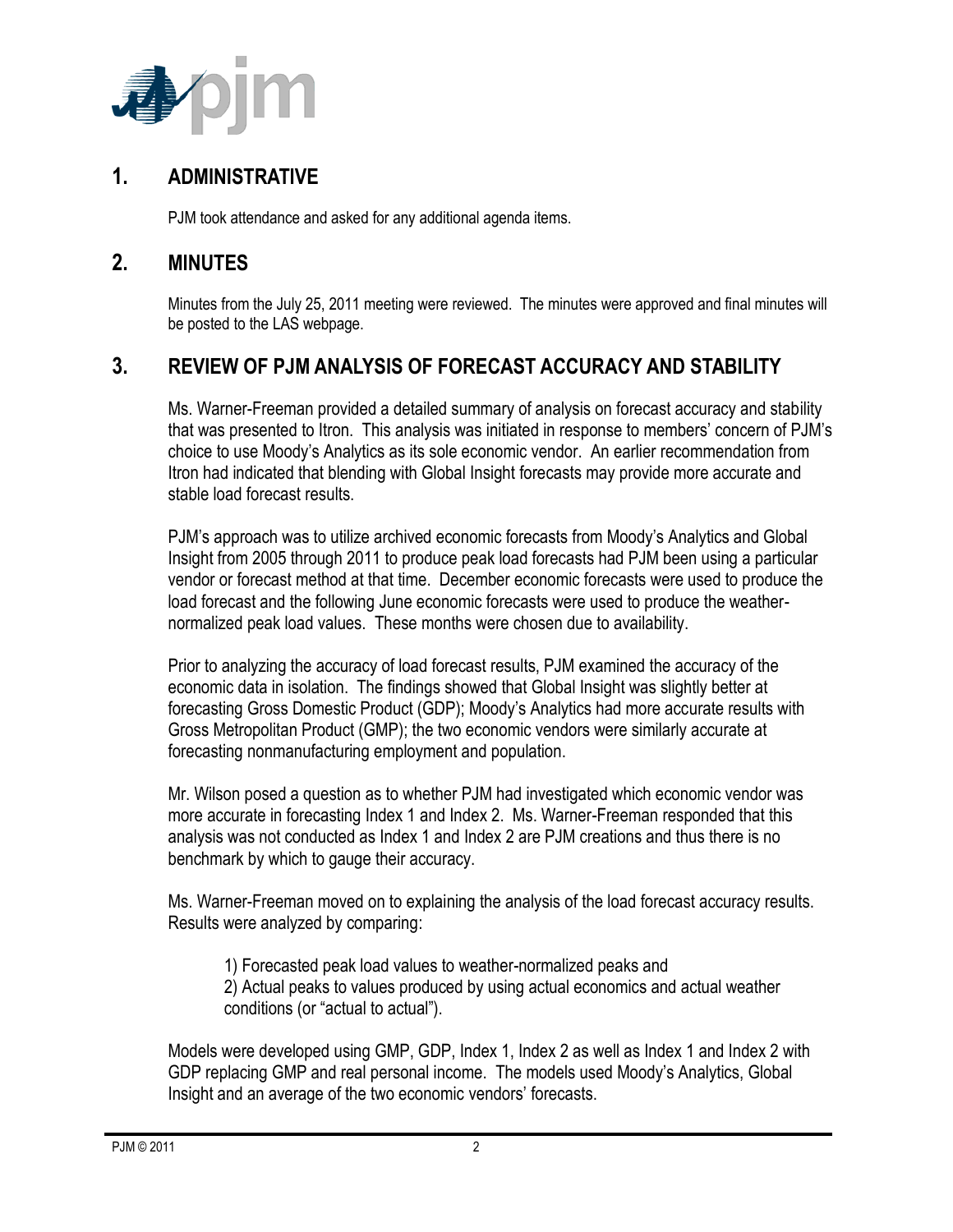## 1. ADMINISTRATIVE

PJM took attendance and asked for any additional agenda items.

## 2. MINUTES

Minutes from the July 25, 2011 meeting were reviewed. The minutes were approved and final minutes will be posted to the LAS webpage.

## 3. REVIEW OF PJM ANALYSIS OF FORECAST ACCURACY AND STABILITY

Ms. Warner-Freeman provided a detailed summary of analysis on forecast accuracy and stability that was presented to Itron. This analysis was initiated in response to members' concern of PJM's choice to use Moody's Analytics as its sole economic vendor. An earlier recommendation from Itron had indicated that blending with Global Insight forecasts may provide more accurate and stable load forecast results.

PJM's approach was to utilize archived economic forecasts from Moody's Analytics and Global Insight from 2005 through 2011 to produce peak load forecasts had PJM been using a particular vendor or forecast method at that time. December economic forecasts were used to produce the load forecast and the following June economic forecasts were used to produce the weather-normalized peak load values. These months were chosen due to availability.

Prior to analyzing the accuracy of load forecast results, PJM examined the accuracy of the economic data in isolation. The findings showed that Global Insight was slightly better at forecasting Gross Domestic Product (GDP); Moody's Analytics had more accurate results with Gross Metropolitan Product (GMP); the two economic vendors were similarly accurate at forecasting nonmanufacturing employment and population.

Mr. Wilson posed a question as to whether PJM had investigated which economic vendor was more accurate in forecasting Index 1 and Index 2. Ms. Warner-Freeman responded that this analysis was not conducted as Index 1 and Index 2 are PJM creations and thus there is no benchmark by which to gauge their accuracy.

Ms. Warner-Freeman moved on to explaining the analysis of the load forecast accuracy results. Results were analyzed by comparing:

1) Forecasted peak load values to weather-normalized peaks and
2) Actual peaks to values produced by using actual economics and actual weather conditions (or "actual to actual").

Models were developed using GMP, GDP, Index 1, Index 2 as well as Index 1 and Index 2 with GDP replacing GMP and real personal income. The models used Moody's Analytics, Global Insight and an average of the two economic vendors' forecasts.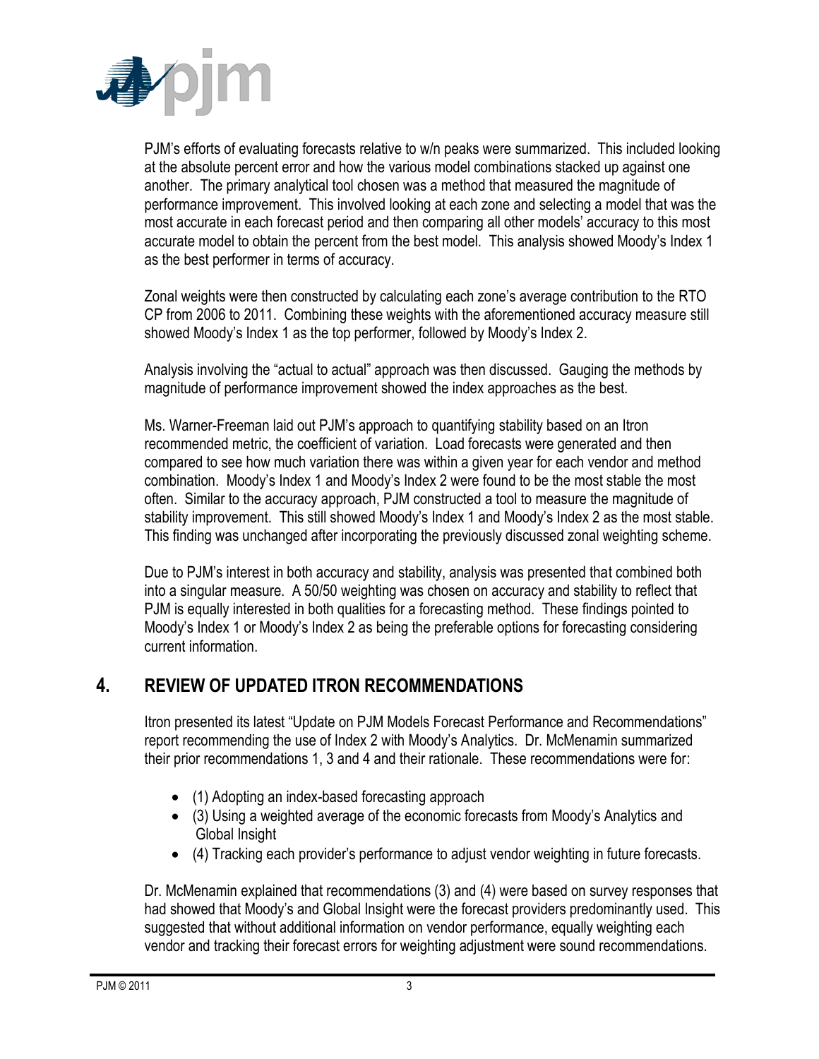PJM's efforts of evaluating forecasts relative to w/n peaks were summarized. This included looking at the absolute percent error and how the various model combinations stacked up against one another. The primary analytical tool chosen was a method that measured the magnitude of performance improvement. This involved looking at each zone and selecting a model that was the most accurate in each forecast period and then comparing all other models' accuracy to this most accurate model to obtain the percent from the best model. This analysis showed Moody's Index 1 as the best performer in terms of accuracy.

Zonal weights were then constructed by calculating each zone's average contribution to the RTO CP from 2006 to 2011. Combining these weights with the aforementioned accuracy measure still showed Moody's Index 1 as the top performer, followed by Moody's Index 2.

Analysis involving the "actual to actual" approach was then discussed. Gauging the methods by magnitude of performance improvement showed the index approaches as the best.

Ms. Warner-Freeman laid out PJM's approach to quantifying stability based on an Itron recommended metric, the coefficient of variation. Load forecasts were generated and then compared to see how much variation there was within a given year for each vendor and method combination. Moody's Index 1 and Moody's Index 2 were found to be the most stable the most often. Similar to the accuracy approach, PJM constructed a tool to measure the magnitude of stability improvement. This still showed Moody's Index 1 and Moody's Index 2 as the most stable. This finding was unchanged after incorporating the previously discussed zonal weighting scheme.

Due to PJM's interest in both accuracy and stability, analysis was presented that combined both into a singular measure. A 50/50 weighting was chosen on accuracy and stability to reflect that PJM is equally interested in both qualities for a forecasting method. These findings pointed to Moody's Index 1 or Moody's Index 2 as being the preferable options for forecasting considering current information.

## 4. REVIEW OF UPDATED ITRON RECOMMENDATIONS

Itron presented its latest "Update on PJM Models Forecast Performance and Recommendations" report recommending the use of Index 2 with Moody's Analytics. Dr. McMenamin summarized their prior recommendations 1, 3 and 4 and their rationale. These recommendations were for:

- (1) Adopting an index-based forecasting approach
- (3) Using a weighted average of the economic forecasts from Moody's Analytics and Global Insight
- (4) Tracking each provider's performance to adjust vendor weighting in future forecasts.

Dr. McMenamin explained that recommendations (3) and (4) were based on survey responses that had showed that Moody's and Global Insight were the forecast providers predominantly used. This suggested that without additional information on vendor performance, equally weighting each vendor and tracking their forecast errors for weighting adjustment were sound recommendations.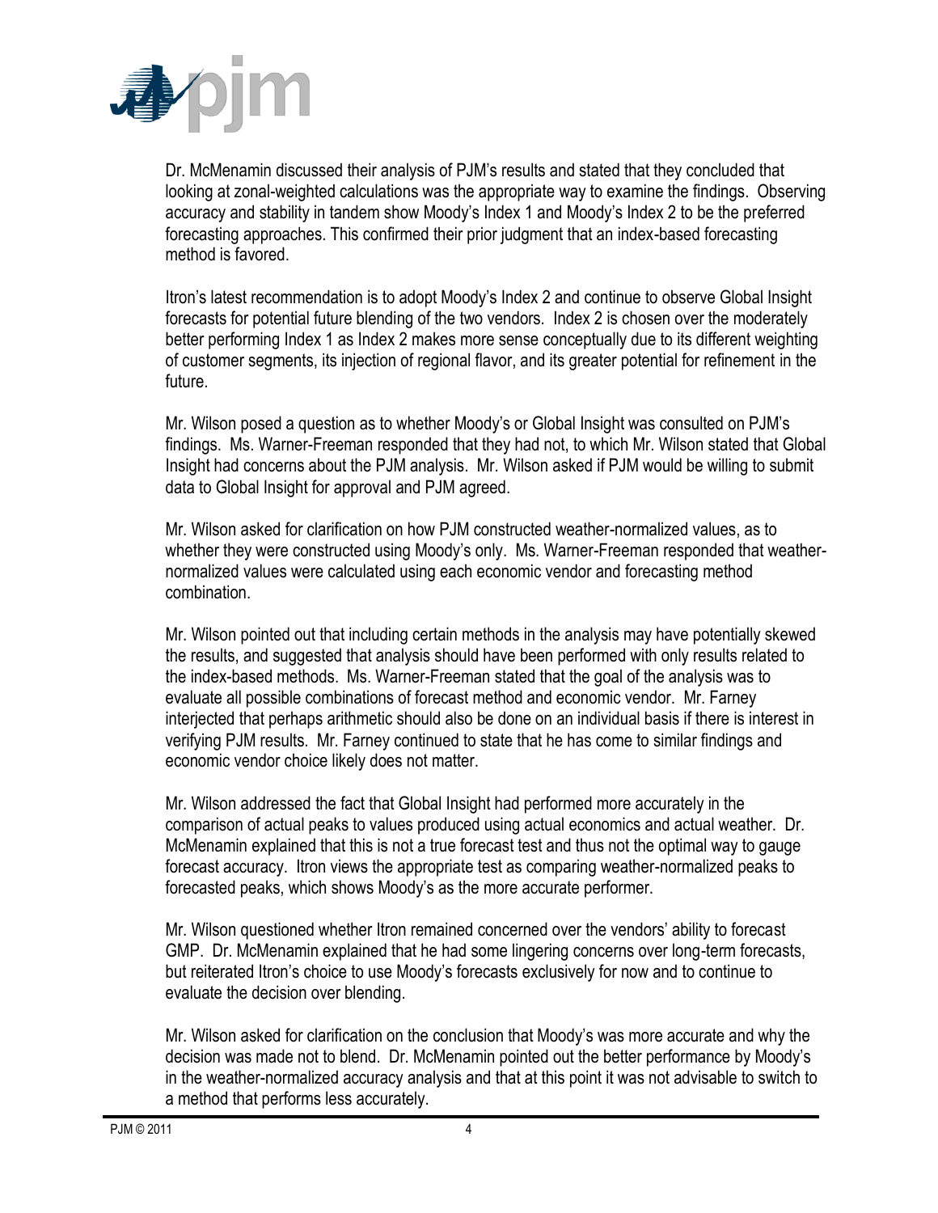Dr. McMenamin discussed their analysis of PJM's results and stated that they concluded that looking at zonal-weighted calculations was the appropriate way to examine the findings. Observing accuracy and stability in tandem show Moody's Index 1 and Moody's Index 2 to be the preferred forecasting approaches. This confirmed their prior judgment that an index-based forecasting method is favored.

Itron's latest recommendation is to adopt Moody's Index 2 and continue to observe Global Insight forecasts for potential future blending of the two vendors. Index 2 is chosen over the moderately better performing Index 1 as Index 2 makes more sense conceptually due to its different weighting of customer segments, its injection of regional flavor, and its greater potential for refinement in the future.

Mr. Wilson posed a question as to whether Moody's or Global Insight was consulted on PJM's findings. Ms. Warner-Freeman responded that they had not, to which Mr. Wilson stated that Global Insight had concerns about the PJM analysis. Mr. Wilson asked if PJM would be willing to submit data to Global Insight for approval and PJM agreed.

Mr. Wilson asked for clarification on how PJM constructed weather-normalized values, as to whether they were constructed using Moody's only. Ms. Warner-Freeman responded that weather-normalized values were calculated using each economic vendor and forecasting method combination.

Mr. Wilson pointed out that including certain methods in the analysis may have potentially skewed the results, and suggested that analysis should have been performed with only results related to the index-based methods. Ms. Warner-Freeman stated that the goal of the analysis was to evaluate all possible combinations of forecast method and economic vendor. Mr. Farney interjected that perhaps arithmetic should also be done on an individual basis if there is interest in verifying PJM results. Mr. Farney continued to state that he has come to similar findings and economic vendor choice likely does not matter.

Mr. Wilson addressed the fact that Global Insight had performed more accurately in the comparison of actual peaks to values produced using actual economics and actual weather. Dr. McMenamin explained that this is not a true forecast test and thus not the optimal way to gauge forecast accuracy. Itron views the appropriate test as comparing weather-normalized peaks to forecasted peaks, which shows Moody's as the more accurate performer.

Mr. Wilson questioned whether Itron remained concerned over the vendors' ability to forecast GMP. Dr. McMenamin explained that he had some lingering concerns over long-term forecasts, but reiterated Itron's choice to use Moody's forecasts exclusively for now and to continue to evaluate the decision over blending.

Mr. Wilson asked for clarification on the conclusion that Moody's was more accurate and why the decision was made not to blend. Dr. McMenamin pointed out the better performance by Moody's in the weather-normalized accuracy analysis and that at this point it was not advisable to switch to a method that performs less accurately.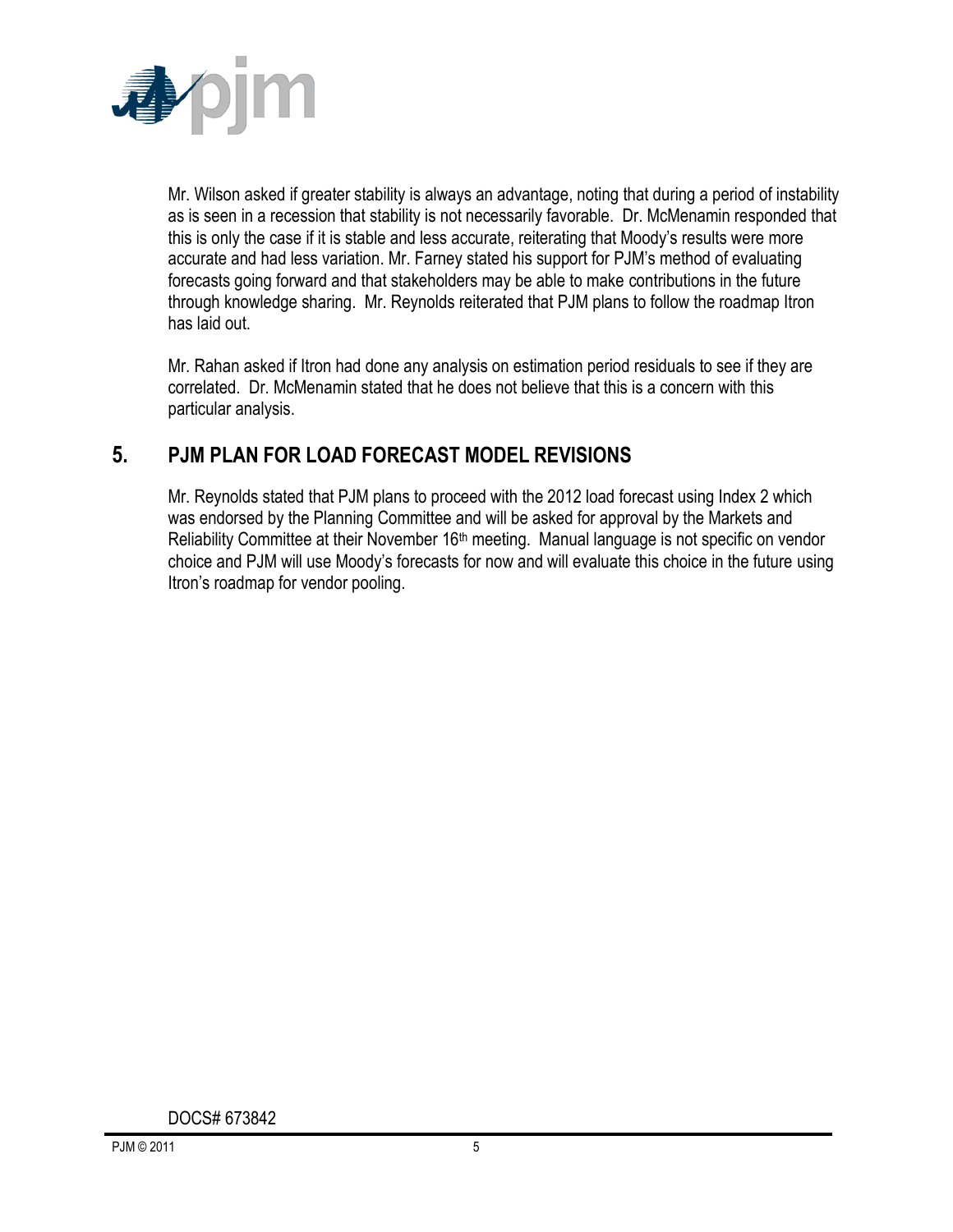Mr. Wilson asked if greater stability is always an advantage, noting that during a period of instability as is seen in a recession that stability is not necessarily favorable. Dr. McMenamin responded that this is only the case if it is stable and less accurate, reiterating that Moody's results were more accurate and had less variation. Mr. Farney stated his support for PJM's method of evaluating forecasts going forward and that stakeholders may be able to make contributions in the future through knowledge sharing. Mr. Reynolds reiterated that PJM plans to follow the roadmap Itron has laid out.

Mr. Rahan asked if Itron had done any analysis on estimation period residuals to see if they are correlated. Dr. McMenamin stated that he does not believe that this is a concern with this particular analysis.

## 5. PJM PLAN FOR LOAD FORECAST MODEL REVISIONS

Mr. Reynolds stated that PJM plans to proceed with the 2012 load forecast using Index 2 which was endorsed by the Planning Committee and will be asked for approval by the Markets and Reliability Committee at their November 16th meeting. Manual language is not specific on vendor choice and PJM will use Moody's forecasts for now and will evaluate this choice in the future using Itron's roadmap for vendor pooling.

DOCS# 673842